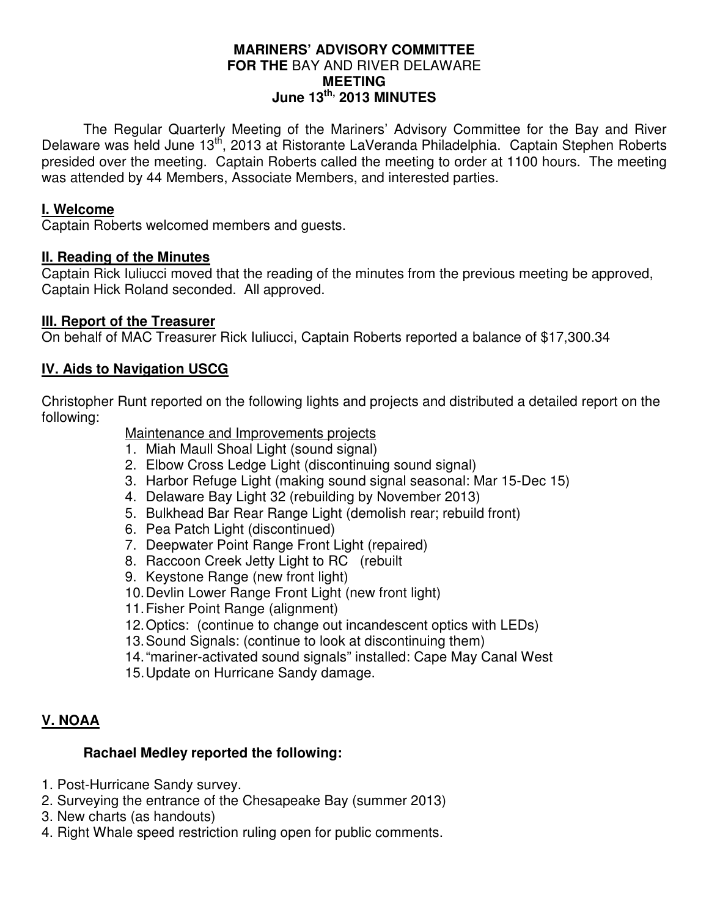**MARINERS' ADVISORY COMMITTEE**
**FOR THE** BAY AND RIVER DELAWARE
**MEETING**
**June 13th, 2013 MINUTES**

The Regular Quarterly Meeting of the Mariners' Advisory Committee for the Bay and River Delaware was held June 13th, 2013 at Ristorante LaVeranda Philadelphia. Captain Stephen Roberts presided over the meeting. Captain Roberts called the meeting to order at 1100 hours. The meeting was attended by 44 Members, Associate Members, and interested parties.

## I. Welcome

Captain Roberts welcomed members and guests.

## II. Reading of the Minutes

Captain Rick Iuliucci moved that the reading of the minutes from the previous meeting be approved, Captain Hick Roland seconded. All approved.

## III. Report of the Treasurer

On behalf of MAC Treasurer Rick Iuliucci, Captain Roberts reported a balance of $17,300.34

## IV. Aids to Navigation USCG

Christopher Runt reported on the following lights and projects and distributed a detailed report on the following:

Maintenance and Improvements projects

1. Miah Maull Shoal Light (sound signal)
2. Elbow Cross Ledge Light (discontinuing sound signal)
3. Harbor Refuge Light (making sound signal seasonal: Mar 15-Dec 15)
4. Delaware Bay Light 32 (rebuilding by November 2013)
5. Bulkhead Bar Rear Range Light (demolish rear; rebuild front)
6. Pea Patch Light (discontinued)
7. Deepwater Point Range Front Light (repaired)
8. Raccoon Creek Jetty Light to RC (rebuilt
9. Keystone Range (new front light)
10. Devlin Lower Range Front Light (new front light)
11. Fisher Point Range (alignment)
12. Optics: (continue to change out incandescent optics with LEDs)
13. Sound Signals: (continue to look at discontinuing them)
14. "mariner-activated sound signals" installed: Cape May Canal West
15. Update on Hurricane Sandy damage.

## V. NOAA

**Rachael Medley reported the following:**

1. Post-Hurricane Sandy survey.
2. Surveying the entrance of the Chesapeake Bay (summer 2013)
3. New charts (as handouts)
4. Right Whale speed restriction ruling open for public comments.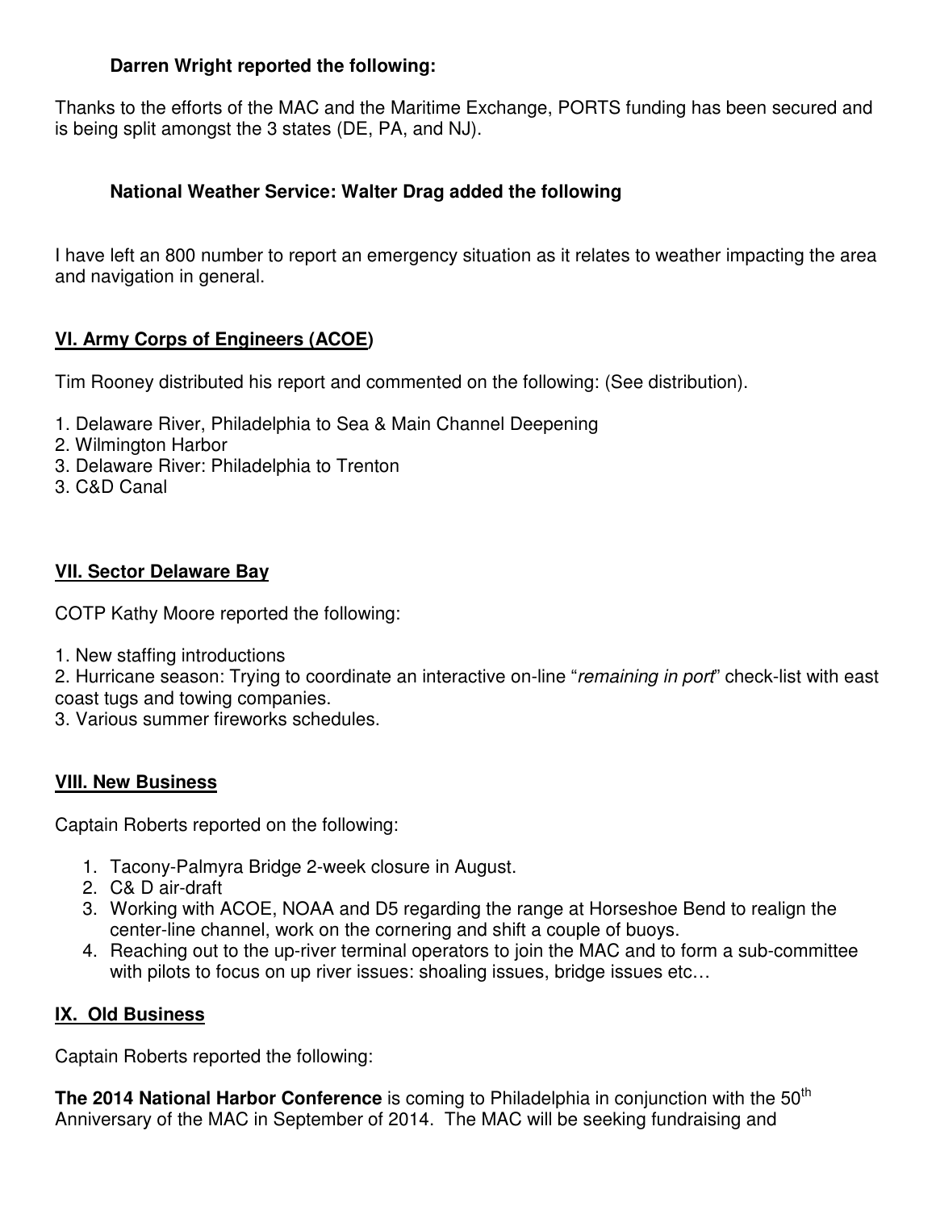**Darren Wright reported the following:**

Thanks to the efforts of the MAC and the Maritime Exchange, PORTS funding has been secured and is being split amongst the 3 states (DE, PA, and NJ).

**National Weather Service: Walter Drag added the following**

I have left an 800 number to report an emergency situation as it relates to weather impacting the area and navigation in general.

## VI. Army Corps of Engineers (ACOE)

Tim Rooney distributed his report and commented on the following: (See distribution).

1. Delaware River, Philadelphia to Sea & Main Channel Deepening
2. Wilmington Harbor
3. Delaware River: Philadelphia to Trenton
3. C&D Canal

## VII. Sector Delaware Bay

COTP Kathy Moore reported the following:

1. New staffing introductions
2. Hurricane season: Trying to coordinate an interactive on-line "*remaining in port*" check-list with east coast tugs and towing companies.
3. Various summer fireworks schedules.

## VIII. New Business

Captain Roberts reported on the following:

1. Tacony-Palmyra Bridge 2-week closure in August.
2. C& D air-draft
3. Working with ACOE, NOAA and D5 regarding the range at Horseshoe Bend to realign the center-line channel, work on the cornering and shift a couple of buoys.
4. Reaching out to the up-river terminal operators to join the MAC and to form a sub-committee with pilots to focus on up river issues: shoaling issues, bridge issues etc…

## IX. Old Business

Captain Roberts reported the following:

**The 2014 National Harbor Conference** is coming to Philadelphia in conjunction with the 50th Anniversary of the MAC in September of 2014. The MAC will be seeking fundraising and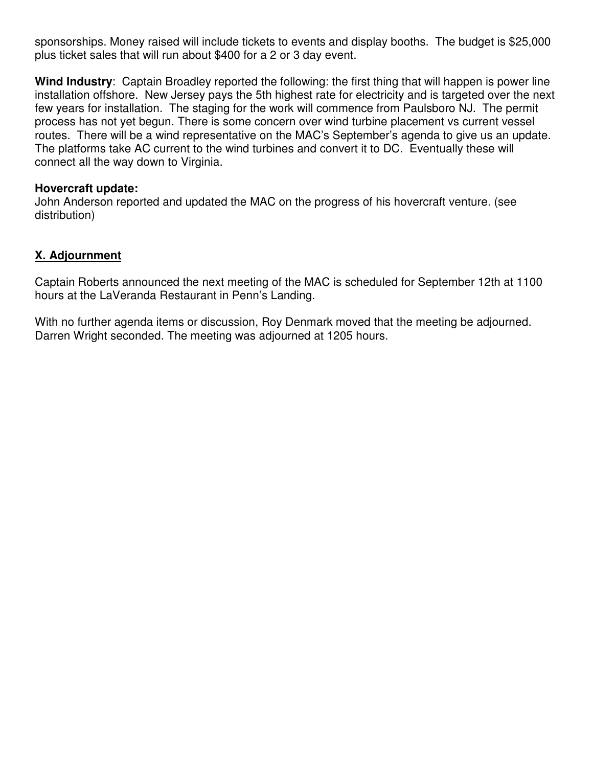sponsorships. Money raised will include tickets to events and display booths. The budget is $25,000 plus ticket sales that will run about $400 for a 2 or 3 day event.

**Wind Industry**: Captain Broadley reported the following: the first thing that will happen is power line installation offshore. New Jersey pays the 5th highest rate for electricity and is targeted over the next few years for installation. The staging for the work will commence from Paulsboro NJ. The permit process has not yet begun. There is some concern over wind turbine placement vs current vessel routes. There will be a wind representative on the MAC's September's agenda to give us an update. The platforms take AC current to the wind turbines and convert it to DC. Eventually these will connect all the way down to Virginia.

**Hovercraft update:**
John Anderson reported and updated the MAC on the progress of his hovercraft venture. (see distribution)

## X. Adjournment

Captain Roberts announced the next meeting of the MAC is scheduled for September 12th at 1100 hours at the LaVeranda Restaurant in Penn's Landing.

With no further agenda items or discussion, Roy Denmark moved that the meeting be adjourned. Darren Wright seconded. The meeting was adjourned at 1205 hours.